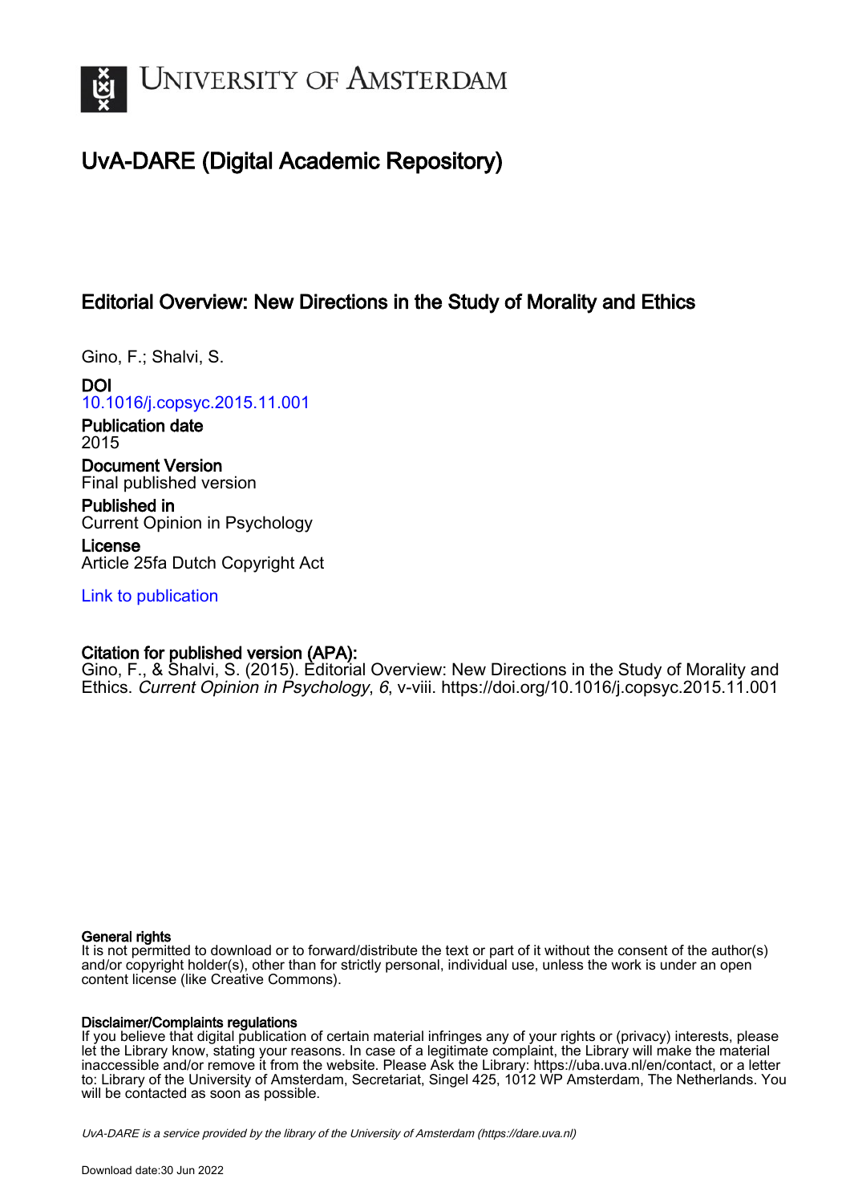# University of Amsterdam

## UvA-DARE (Digital Academic Repository)

### Editorial Overview: New Directions in the Study of Morality and Ethics

Gino, F.; Shalvi, S.

**DOI**
10.1016/j.copsyc.2015.11.001

**Publication date**
2015

**Document Version**
Final published version

**Published in**
Current Opinion in Psychology

**License**
Article 25fa Dutch Copyright Act

Link to publication

**Citation for published version (APA):**
Gino, F., & Shalvi, S. (2015). Editorial Overview: New Directions in the Study of Morality and Ethics. *Current Opinion in Psychology*, *6*, v-viii. https://doi.org/10.1016/j.copsyc.2015.11.001

**General rights**
It is not permitted to download or to forward/distribute the text or part of it without the consent of the author(s) and/or copyright holder(s), other than for strictly personal, individual use, unless the work is under an open content license (like Creative Commons).

**Disclaimer/Complaints regulations**
If you believe that digital publication of certain material infringes any of your rights or (privacy) interests, please let the Library know, stating your reasons. In case of a legitimate complaint, the Library will make the material inaccessible and/or remove it from the website. Please Ask the Library: https://uba.uva.nl/en/contact, or a letter to: Library of the University of Amsterdam, Secretariat, Singel 425, 1012 WP Amsterdam, The Netherlands. You will be contacted as soon as possible.

*UvA-DARE is a service provided by the library of the University of Amsterdam (https://dare.uva.nl)*

Download date:30 Jun 2022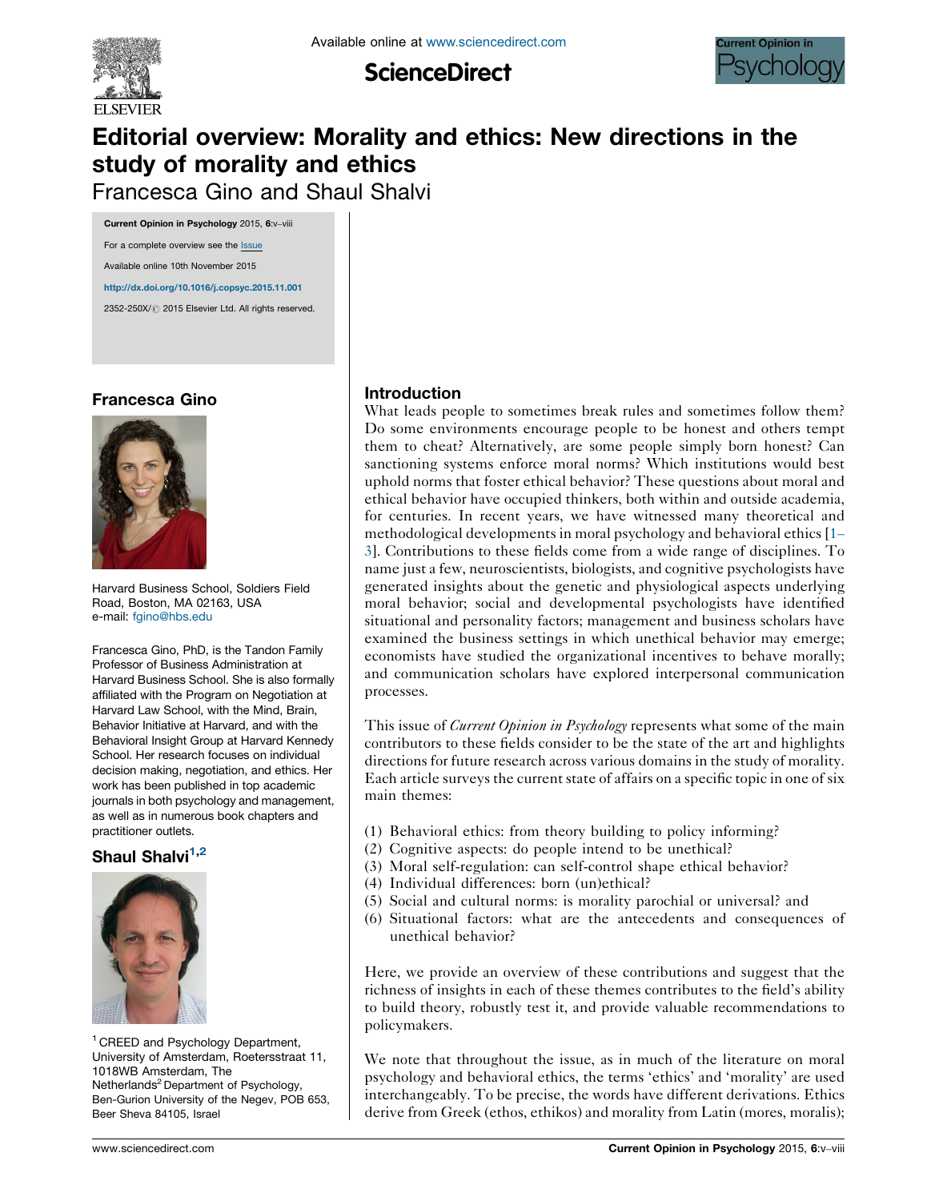# Editorial overview: Morality and ethics: New directions in the study of morality and ethics

Francesca Gino and Shaul Shalvi

For a complete overview see the Issue

Available online 10th November 2015

http://dx.doi.org/10.1016/j.copsyc.2015.11.001

2352-250X/© 2015 Elsevier Ltd. All rights reserved.

## Francesca Gino

Harvard Business School, Soldiers Field Road, Boston, MA 02163, USA
e-mail: fgino@hbs.edu

Francesca Gino, PhD, is the Tandon Family Professor of Business Administration at Harvard Business School. She is also formally affiliated with the Program on Negotiation at Harvard Law School, with the Mind, Brain, Behavior Initiative at Harvard, and with the Behavioral Insight Group at Harvard Kennedy School. Her research focuses on individual decision making, negotiation, and ethics. Her work has been published in top academic journals in both psychology and management, as well as in numerous book chapters and practitioner outlets.

## Shaul Shalvi[1,2]

[1] CREED and Psychology Department, University of Amsterdam, Roetersstraat 11, 1018WB Amsterdam, The Netherlands
[2] Department of Psychology, Ben-Gurion University of the Negev, POB 653, Beer Sheva 84105, Israel

## Introduction

What leads people to sometimes break rules and sometimes follow them? Do some environments encourage people to be honest and others tempt them to cheat? Alternatively, are some people simply born honest? Can sanctioning systems enforce moral norms? Which institutions would best uphold norms that foster ethical behavior? These questions about moral and ethical behavior have occupied thinkers, both within and outside academia, for centuries. In recent years, we have witnessed many theoretical and methodological developments in moral psychology and behavioral ethics [1–3]. Contributions to these fields come from a wide range of disciplines. To name just a few, neuroscientists, biologists, and cognitive psychologists have generated insights about the genetic and physiological aspects underlying moral behavior; social and developmental psychologists have identified situational and personality factors; management and business scholars have examined the business settings in which unethical behavior may emerge; economists have studied the organizational incentives to behave morally; and communication scholars have explored interpersonal communication processes.

This issue of *Current Opinion in Psychology* represents what some of the main contributors to these fields consider to be the state of the art and highlights directions for future research across various domains in the study of morality. Each article surveys the current state of affairs on a specific topic in one of six main themes:

(1) Behavioral ethics: from theory building to policy informing?
(2) Cognitive aspects: do people intend to be unethical?
(3) Moral self-regulation: can self-control shape ethical behavior?
(4) Individual differences: born (un)ethical?
(5) Social and cultural norms: is morality parochial or universal? and
(6) Situational factors: what are the antecedents and consequences of unethical behavior?

Here, we provide an overview of these contributions and suggest that the richness of insights in each of these themes contributes to the field's ability to build theory, robustly test it, and provide valuable recommendations to policymakers.

We note that throughout the issue, as in much of the literature on moral psychology and behavioral ethics, the terms 'ethics' and 'morality' are used interchangeably. To be precise, the words have different derivations. Ethics derive from Greek (ethos, ethikos) and morality from Latin (mores, moralis);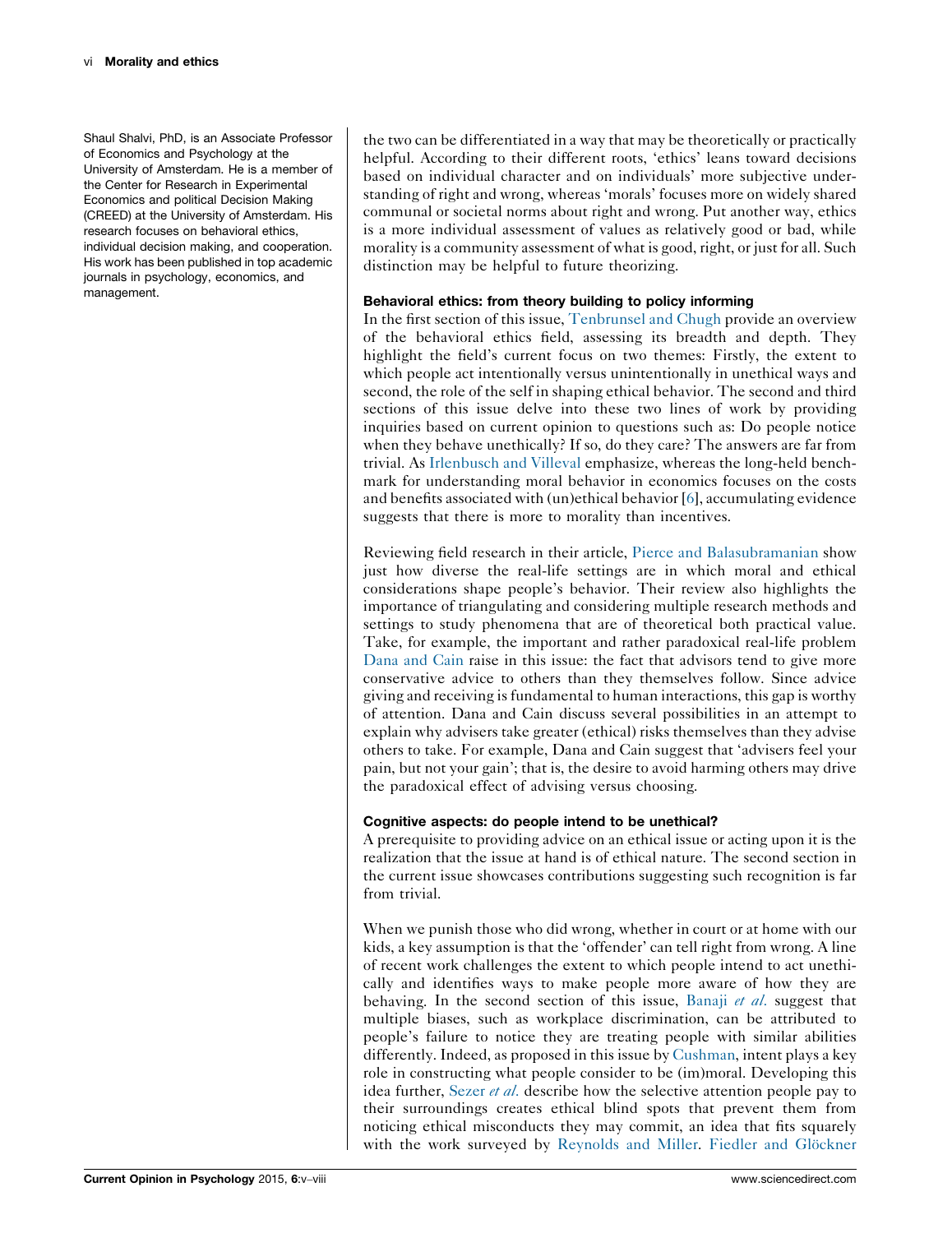Shaul Shalvi, PhD, is an Associate Professor of Economics and Psychology at the University of Amsterdam. He is a member of the Center for Research in Experimental Economics and political Decision Making (CREED) at the University of Amsterdam. His research focuses on behavioral ethics, individual decision making, and cooperation. His work has been published in top academic journals in psychology, economics, and management.

the two can be differentiated in a way that may be theoretically or practically helpful. According to their different roots, 'ethics' leans toward decisions based on individual character and on individuals' more subjective understanding of right and wrong, whereas 'morals' focuses more on widely shared communal or societal norms about right and wrong. Put another way, ethics is a more individual assessment of values as relatively good or bad, while morality is a community assessment of what is good, right, or just for all. Such distinction may be helpful to future theorizing.

### Behavioral ethics: from theory building to policy informing

In the first section of this issue, Tenbrunsel and Chugh provide an overview of the behavioral ethics field, assessing its breadth and depth. They highlight the field's current focus on two themes: Firstly, the extent to which people act intentionally versus unintentionally in unethical ways and second, the role of the self in shaping ethical behavior. The second and third sections of this issue delve into these two lines of work by providing inquiries based on current opinion to questions such as: Do people notice when they behave unethically? If so, do they care? The answers are far from trivial. As Irlenbusch and Villeval emphasize, whereas the long-held benchmark for understanding moral behavior in economics focuses on the costs and benefits associated with (un)ethical behavior [6], accumulating evidence suggests that there is more to morality than incentives.

Reviewing field research in their article, Pierce and Balasubramanian show just how diverse the real-life settings are in which moral and ethical considerations shape people's behavior. Their review also highlights the importance of triangulating and considering multiple research methods and settings to study phenomena that are of theoretical both practical value. Take, for example, the important and rather paradoxical real-life problem Dana and Cain raise in this issue: the fact that advisors tend to give more conservative advice to others than they themselves follow. Since advice giving and receiving is fundamental to human interactions, this gap is worthy of attention. Dana and Cain discuss several possibilities in an attempt to explain why advisers take greater (ethical) risks themselves than they advise others to take. For example, Dana and Cain suggest that 'advisers feel your pain, but not your gain'; that is, the desire to avoid harming others may drive the paradoxical effect of advising versus choosing.

### Cognitive aspects: do people intend to be unethical?

A prerequisite to providing advice on an ethical issue or acting upon it is the realization that the issue at hand is of ethical nature. The second section in the current issue showcases contributions suggesting such recognition is far from trivial.

When we punish those who did wrong, whether in court or at home with our kids, a key assumption is that the 'offender' can tell right from wrong. A line of recent work challenges the extent to which people intend to act unethically and identifies ways to make people more aware of how they are behaving. In the second section of this issue, Banaji *et al.* suggest that multiple biases, such as workplace discrimination, can be attributed to people's failure to notice they are treating people with similar abilities differently. Indeed, as proposed in this issue by Cushman, intent plays a key role in constructing what people consider to be (im)moral. Developing this idea further, Sezer *et al.* describe how the selective attention people pay to their surroundings creates ethical blind spots that prevent them from noticing ethical misconducts they may commit, an idea that fits squarely with the work surveyed by Reynolds and Miller. Fiedler and Glöckner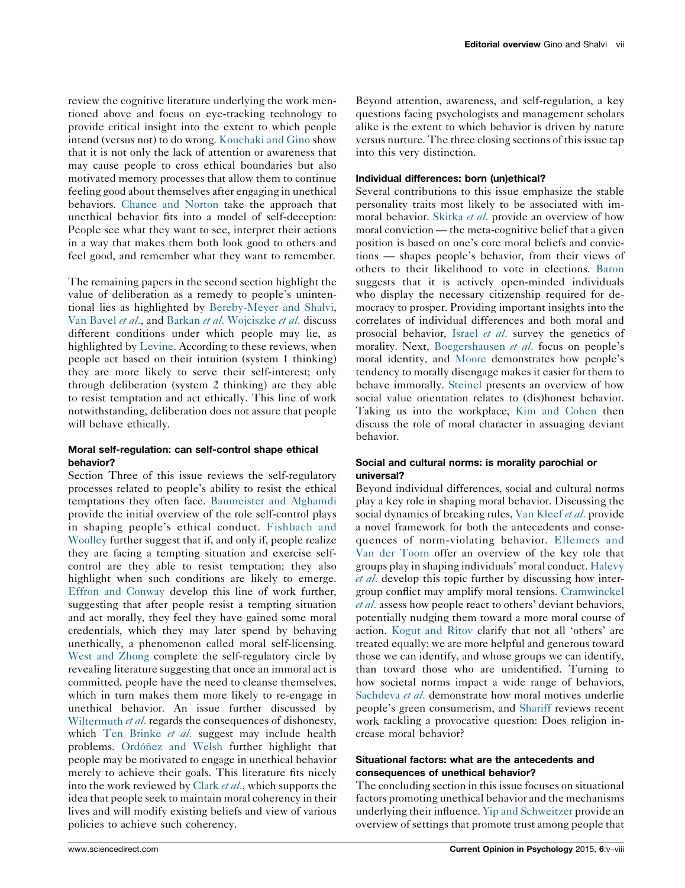review the cognitive literature underlying the work mentioned above and focus on eye-tracking technology to provide critical insight into the extent to which people intend (versus not) to do wrong. Kouchaki and Gino show that it is not only the lack of attention or awareness that may cause people to cross ethical boundaries but also motivated memory processes that allow them to continue feeling good about themselves after engaging in unethical behaviors. Chance and Norton take the approach that unethical behavior fits into a model of self-deception: People see what they want to see, interpret their actions in a way that makes them both look good to others and feel good, and remember what they want to remember.

The remaining papers in the second section highlight the value of deliberation as a remedy to people's unintentional lies as highlighted by Bereby-Meyer and Shalvi, Van Bavel *et al.*, and Barkan *et al.* Wojciszke *et al.* discuss different conditions under which people may lie, as highlighted by Levine. According to these reviews, when people act based on their intuition (system 1 thinking) they are more likely to serve their self-interest; only through deliberation (system 2 thinking) are they able to resist temptation and act ethically. This line of work notwithstanding, deliberation does not assure that people will behave ethically.

### Moral self-regulation: can self-control shape ethical behavior?

Section Three of this issue reviews the self-regulatory processes related to people's ability to resist the ethical temptations they often face. Baumeister and Alghamdi provide the initial overview of the role self-control plays in shaping people's ethical conduct. Fishbach and Woolley further suggest that if, and only if, people realize they are facing a tempting situation and exercise self-control are they able to resist temptation; they also highlight when such conditions are likely to emerge. Effron and Conway develop this line of work further, suggesting that after people resist a tempting situation and act morally, they feel they have gained some moral credentials, which they may later spend by behaving unethically, a phenomenon called moral self-licensing. West and Zhong complete the self-regulatory circle by revealing literature suggesting that once an immoral act is committed, people have the need to cleanse themselves, which in turn makes them more likely to re-engage in unethical behavior. An issue further discussed by Wiltermuth *et al.* regards the consequences of dishonesty, which Ten Brinke *et al.* suggest may include health problems. Ordóñez and Welsh further highlight that people may be motivated to engage in unethical behavior merely to achieve their goals. This literature fits nicely into the work reviewed by Clark *et al.*, which supports the idea that people seek to maintain moral coherency in their lives and will modify existing beliefs and view of various policies to achieve such coherency.

Beyond attention, awareness, and self-regulation, a key questions facing psychologists and management scholars alike is the extent to which behavior is driven by nature versus nurture. The three closing sections of this issue tap into this very distinction.

### Individual differences: born (un)ethical?

Several contributions to this issue emphasize the stable personality traits most likely to be associated with immoral behavior. Skitka *et al.* provide an overview of how moral conviction — the meta-cognitive belief that a given position is based on one's core moral beliefs and convictions — shapes people's behavior, from their views of others to their likelihood to vote in elections. Baron suggests that it is actively open-minded individuals who display the necessary citizenship required for democracy to prosper. Providing important insights into the correlates of individual differences and both moral and prosocial behavior, Israel *et al.* survey the genetics of morality. Next, Boegershausen *et al.* focus on people's moral identity, and Moore demonstrates how people's tendency to morally disengage makes it easier for them to behave immorally. Steinel presents an overview of how social value orientation relates to (dis)honest behavior. Taking us into the workplace, Kim and Cohen then discuss the role of moral character in assuaging deviant behavior.

### Social and cultural norms: is morality parochial or universal?

Beyond individual differences, social and cultural norms play a key role in shaping moral behavior. Discussing the social dynamics of breaking rules, Van Kleef *et al.* provide a novel framework for both the antecedents and consequences of norm-violating behavior. Ellemers and Van der Toorn offer an overview of the key role that groups play in shaping individuals' moral conduct. Halevy *et al.* develop this topic further by discussing how intergroup conflict may amplify moral tensions. Cramwinckel *et al.* assess how people react to others' deviant behaviors, potentially nudging them toward a more moral course of action. Kogut and Ritov clarify that not all 'others' are treated equally: we are more helpful and generous toward those we can identify, and whose groups we can identify, than toward those who are unidentified. Turning to how societal norms impact a wide range of behaviors, Sachdeva *et al.* demonstrate how moral motives underlie people's green consumerism, and Shariff reviews recent work tackling a provocative question: Does religion increase moral behavior?

### Situational factors: what are the antecedents and consequences of unethical behavior?

The concluding section in this issue focuses on situational factors promoting unethical behavior and the mechanisms underlying their influence. Yip and Schweitzer provide an overview of settings that promote trust among people that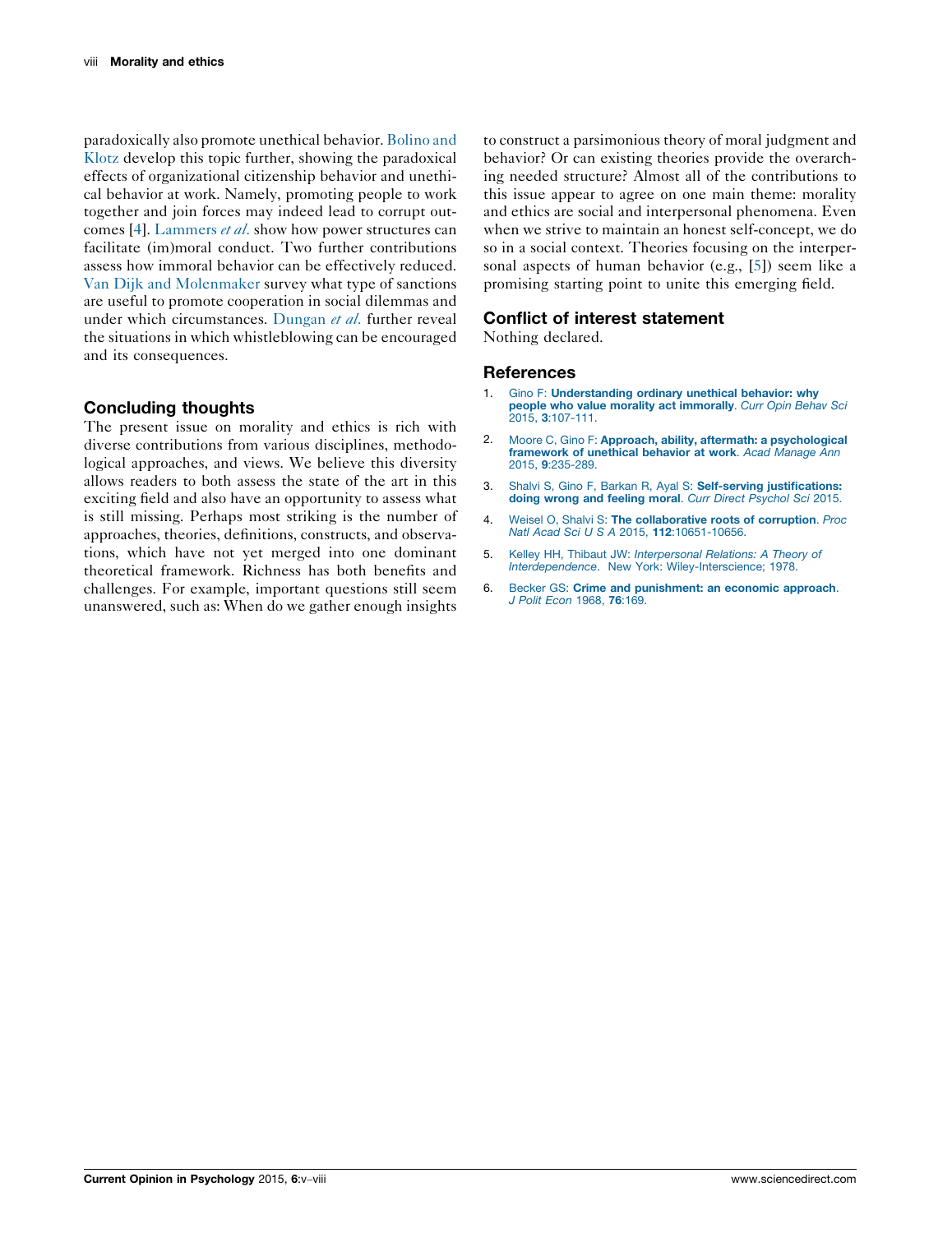paradoxically also promote unethical behavior. Bolino and Klotz develop this topic further, showing the paradoxical effects of organizational citizenship behavior and unethical behavior at work. Namely, promoting people to work together and join forces may indeed lead to corrupt outcomes [4]. Lammers *et al.* show how power structures can facilitate (im)moral conduct. Two further contributions assess how immoral behavior can be effectively reduced. Van Dijk and Molenmaker survey what type of sanctions are useful to promote cooperation in social dilemmas and under which circumstances. Dungan *et al.* further reveal the situations in which whistleblowing can be encouraged and its consequences.

## Concluding thoughts

The present issue on morality and ethics is rich with diverse contributions from various disciplines, methodological approaches, and views. We believe this diversity allows readers to both assess the state of the art in this exciting field and also have an opportunity to assess what is still missing. Perhaps most striking is the number of approaches, theories, definitions, constructs, and observations, which have not yet merged into one dominant theoretical framework. Richness has both benefits and challenges. For example, important questions still seem unanswered, such as: When do we gather enough insights to construct a parsimonious theory of moral judgment and behavior? Or can existing theories provide the overarching needed structure? Almost all of the contributions to this issue appear to agree on one main theme: morality and ethics are social and interpersonal phenomena. Even when we strive to maintain an honest self-concept, we do so in a social context. Theories focusing on the interpersonal aspects of human behavior (e.g., [5]) seem like a promising starting point to unite this emerging field.

## Conflict of interest statement

Nothing declared.

## References

1. Gino F: **Understanding ordinary unethical behavior: why people who value morality act immorally**. *Curr Opin Behav Sci* 2015, **3**:107-111.
2. Moore C, Gino F: **Approach, ability, aftermath: a psychological framework of unethical behavior at work**. *Acad Manage Ann* 2015, **9**:235-289.
3. Shalvi S, Gino F, Barkan R, Ayal S: **Self-serving justifications: doing wrong and feeling moral**. *Curr Direct Psychol Sci* 2015.
4. Weisel O, Shalvi S: **The collaborative roots of corruption**. *Proc Natl Acad Sci U S A* 2015, **112**:10651-10656.
5. Kelley HH, Thibaut JW: *Interpersonal Relations: A Theory of Interdependence*. New York: Wiley-Interscience; 1978.
6. Becker GS: **Crime and punishment: an economic approach**. *J Polit Econ* 1968, **76**:169.